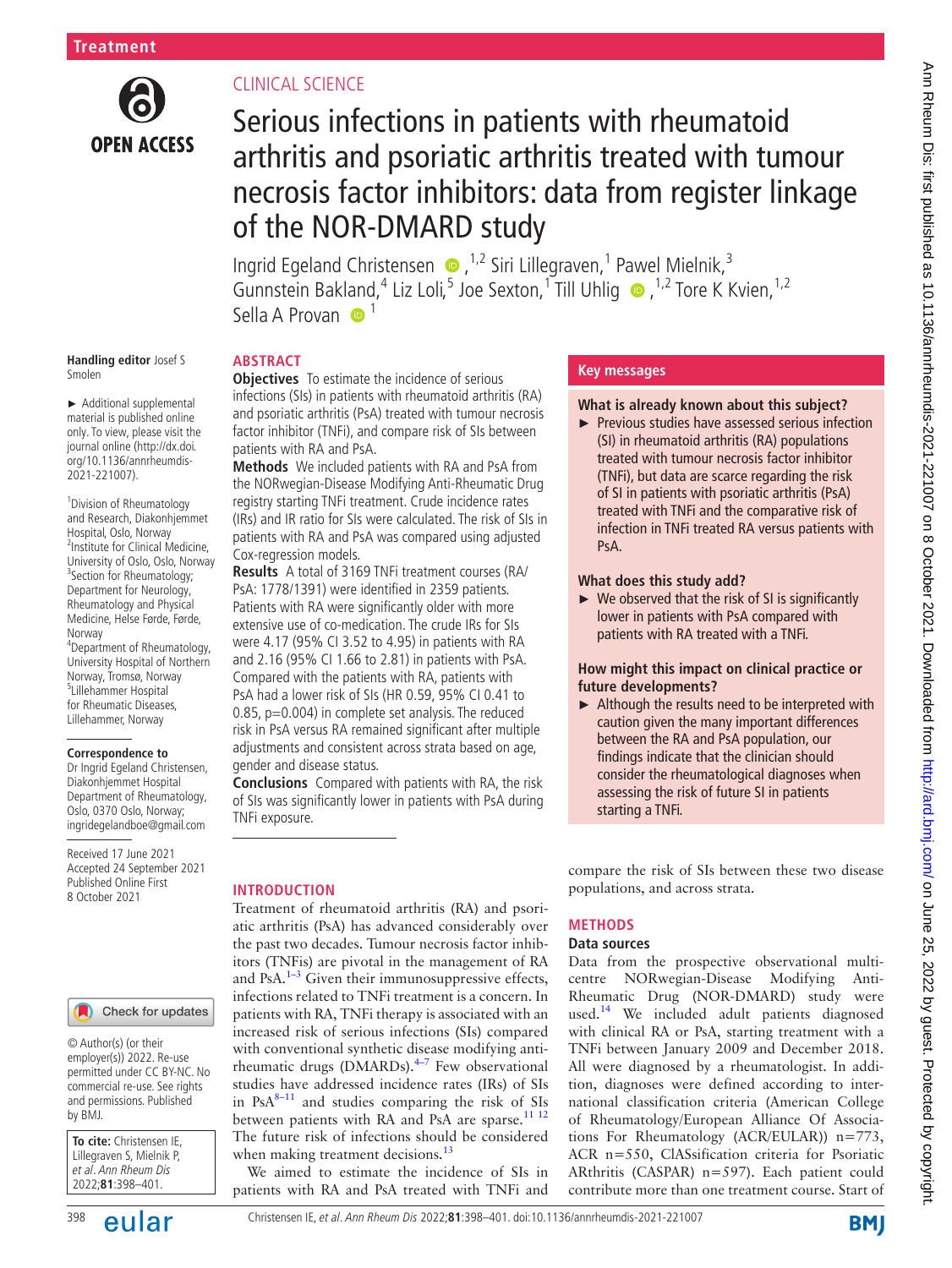Treatment

CLINICAL SCIENCE

# Serious infections in patients with rheumatoid arthritis and psoriatic arthritis treated with tumour necrosis factor inhibitors: data from register linkage of the NOR-DMARD study

Ingrid Egeland Christensen [1,2] Siri Lillegraven,[1] Pawel Mielnik,[3] Gunnstein Bakland,[4] Liz Loli,[5] Joe Sexton,[1] Till Uhlig [1,2] Tore K Kvien,[1,2] Sella A Provan [1]

Handling editor Josef S Smolen

► Additional supplemental material is published online only. To view, please visit the journal online (http://dx.doi.org/10.1136/annrheumdis-2021-221007).

[1]Division of Rheumatology and Research, Diakonhjemmet Hospital, Oslo, Norway
[2]Institute for Clinical Medicine, University of Oslo, Oslo, Norway
[3]Section for Rheumatology; Department for Neurology, Rheumatology and Physical Medicine, Helse Førde, Førde, Norway
[4]Department of Rheumatology, University Hospital of Northern Norway, Tromsø, Norway
[5]Lillehammer Hospital for Rheumatic Diseases, Lillehammer, Norway

**Correspondence to**
Dr Ingrid Egeland Christensen, Diakonhjemmet Hospital Department of Rheumatology, Oslo, 0370 Oslo, Norway; ingridegelandboe@gmail.com

Received 17 June 2021
Accepted 24 September 2021
Published Online First 8 October 2021

© Author(s) (or their employer(s)) 2022. Re-use permitted under CC BY-NC. No commercial re-use. See rights and permissions. Published by BMJ.

**To cite:** Christensen IE, Lillegraven S, Mielnik P, et al. *Ann Rheum Dis* 2022;**81**:398–401.

## ABSTRACT

**Objectives** To estimate the incidence of serious infections (SIs) in patients with rheumatoid arthritis (RA) and psoriatic arthritis (PsA) treated with tumour necrosis factor inhibitor (TNFi), and compare risk of SIs between patients with RA and PsA.

**Methods** We included patients with RA and PsA from the NORwegian-Disease Modifying Anti-Rheumatic Drug registry starting TNFi treatment. Crude incidence rates (IRs) and IR ratio for SIs were calculated. The risk of SIs in patients with RA and PsA was compared using adjusted Cox-regression models.

**Results** A total of 3169 TNFi treatment courses (RA/PsA: 1778/1391) were identified in 2359 patients. Patients with RA were significantly older with more extensive use of co-medication. The crude IRs for SIs were 4.17 (95% CI 3.52 to 4.95) in patients with RA and 2.16 (95% CI 1.66 to 2.81) in patients with PsA. Compared with the patients with RA, patients with PsA had a lower risk of SIs (HR 0.59, 95% CI 0.41 to 0.85, p=0.004) in complete set analysis. The reduced risk in PsA versus RA remained significant after multiple adjustments and consistent across strata based on age, gender and disease status.

**Conclusions** Compared with patients with RA, the risk of SIs was significantly lower in patients with PsA during TNFi exposure.

## Key messages

**What is already known about this subject?**

► Previous studies have assessed serious infection (SI) in rheumatoid arthritis (RA) populations treated with tumour necrosis factor inhibitor (TNFi), but data are scarce regarding the risk of SI in patients with psoriatic arthritis (PsA) treated with TNFi and the comparative risk of infection in TNFi treated RA versus patients with PsA.

**What does this study add?**

► We observed that the risk of SI is significantly lower in patients with PsA compared with patients with RA treated with a TNFi.

**How might this impact on clinical practice or future developments?**

► Although the results need to be interpreted with caution given the many important differences between the RA and PsA population, our findings indicate that the clinician should consider the rheumatological diagnoses when assessing the risk of future SI in patients starting a TNFi.

## INTRODUCTION

Treatment of rheumatoid arthritis (RA) and psoriatic arthritis (PsA) has advanced considerably over the past two decades. Tumour necrosis factor inhibitors (TNFis) are pivotal in the management of RA and PsA.[1–3] Given their immunosuppressive effects, infections related to TNFi treatment is a concern. In patients with RA, TNFi therapy is associated with an increased risk of serious infections (SIs) compared with conventional synthetic disease modifying antirheumatic drugs (DMARDs).[4–7] Few observational studies have addressed incidence rates (IRs) of SIs in PsA[8–11] and studies comparing the risk of SIs between patients with RA and PsA are sparse.[11 12] The future risk of infections should be considered when making treatment decisions.[13]

We aimed to estimate the incidence of SIs in patients with RA and PsA treated with TNFi and compare the risk of SIs between these two disease populations, and across strata.

## METHODS

### Data sources

Data from the prospective observational multicentre NORwegian-Disease Modifying Anti-Rheumatic Drug (NOR-DMARD) study were used.[14] We included adult patients diagnosed with clinical RA or PsA, starting treatment with a TNFi between January 2009 and December 2018. All were diagnosed by a rheumatologist. In addition, diagnoses were defined according to international classification criteria (American College of Rheumatology/European Alliance Of Associations For Rheumatology (ACR/EULAR)) n=773, ACR n=550, ClASsification criteria for Psoriatic ARthritis (CASPAR) n=597). Each patient could contribute more than one treatment course. Start of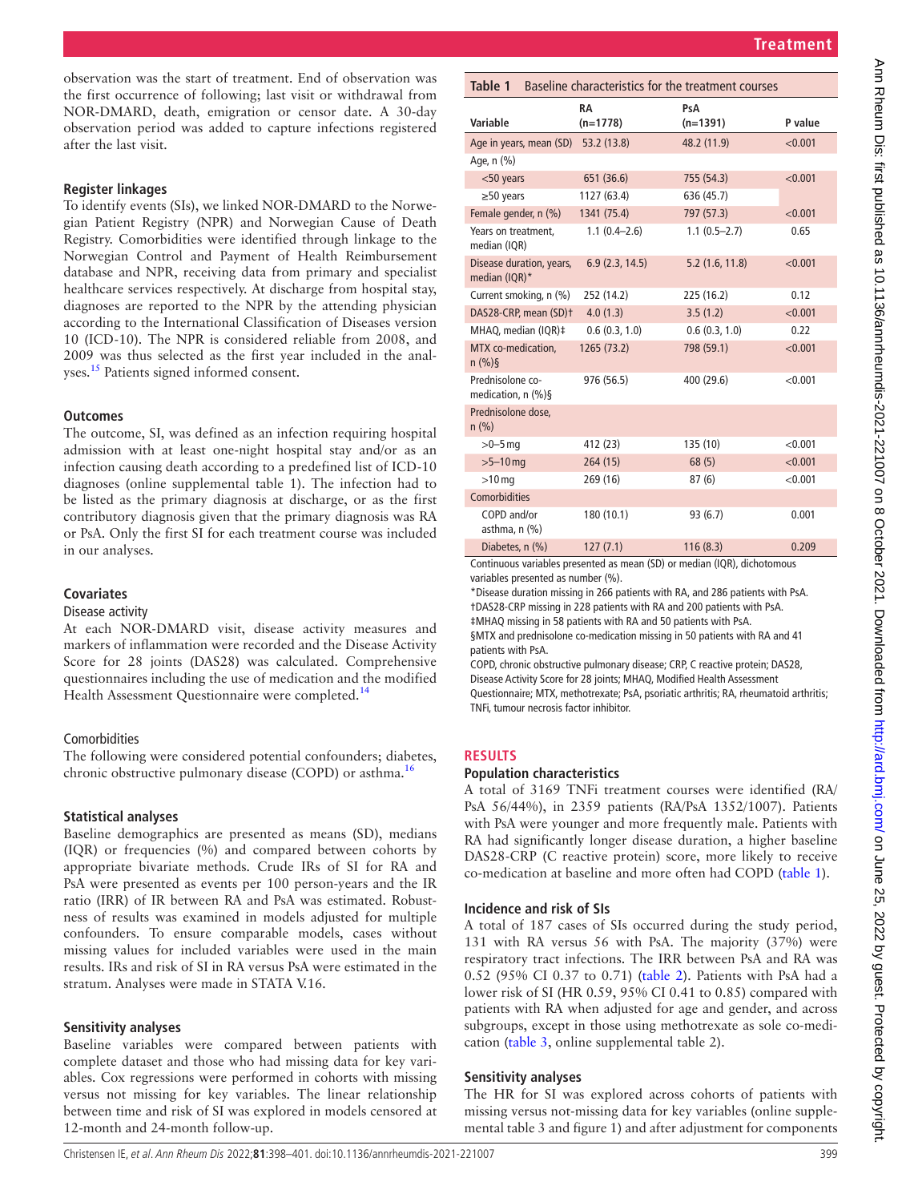observation was the start of treatment. End of observation was the first occurrence of following; last visit or withdrawal from NOR-DMARD, death, emigration or censor date. A 30-day observation period was added to capture infections registered after the last visit.

### Register linkages

To identify events (SIs), we linked NOR-DMARD to the Norwegian Patient Registry (NPR) and Norwegian Cause of Death Registry. Comorbidities were identified through linkage to the Norwegian Control and Payment of Health Reimbursement database and NPR, receiving data from primary and specialist healthcare services respectively. At discharge from hospital stay, diagnoses are reported to the NPR by the attending physician according to the International Classification of Diseases version 10 (ICD-10). The NPR is considered reliable from 2008, and 2009 was thus selected as the first year included in the analyses.[15] Patients signed informed consent.

### Outcomes

The outcome, SI, was defined as an infection requiring hospital admission with at least one-night hospital stay and/or as an infection causing death according to a predefined list of ICD-10 diagnoses (online supplemental table 1). The infection had to be listed as the primary diagnosis at discharge, or as the first contributory diagnosis given that the primary diagnosis was RA or PsA. Only the first SI for each treatment course was included in our analyses.

### Covariates

#### Disease activity

At each NOR-DMARD visit, disease activity measures and markers of inflammation were recorded and the Disease Activity Score for 28 joints (DAS28) was calculated. Comprehensive questionnaires including the use of medication and the modified Health Assessment Questionnaire were completed.[14]

#### Comorbidities

The following were considered potential confounders; diabetes, chronic obstructive pulmonary disease (COPD) or asthma.[16]

### Statistical analyses

Baseline demographics are presented as means (SD), medians (IQR) or frequencies (%) and compared between cohorts by appropriate bivariate methods. Crude IRs of SI for RA and PsA were presented as events per 100 person-years and the IR ratio (IRR) of IR between RA and PsA was estimated. Robustness of results was examined in models adjusted for multiple confounders. To ensure comparable models, cases without missing values for included variables were used in the main results. IRs and risk of SI in RA versus PsA were estimated in the stratum. Analyses were made in STATA V.16.

### Sensitivity analyses

Baseline variables were compared between patients with complete dataset and those who had missing data for key variables. Cox regressions were performed in cohorts with missing versus not missing for key variables. The linear relationship between time and risk of SI was explored in models censored at 12-month and 24-month follow-up.

**Table 1** Baseline characteristics for the treatment courses

| Variable | RA (n=1778) | PsA (n=1391) | P value |
|---|---|---|---|
| Age in years, mean (SD) | 53.2 (13.8) | 48.2 (11.9) | <0.001 |
| Age, n (%) | | | |
| <50 years | 651 (36.6) | 755 (54.3) | <0.001 |
| ≥50 years | 1127 (63.4) | 636 (45.7) | |
| Female gender, n (%) | 1341 (75.4) | 797 (57.3) | <0.001 |
| Years on treatment, median (IQR) | 1.1 (0.4–2.6) | 1.1 (0.5–2.7) | 0.65 |
| Disease duration, years, median (IQR)* | 6.9 (2.3, 14.5) | 5.2 (1.6, 11.8) | <0.001 |
| Current smoking, n (%) | 252 (14.2) | 225 (16.2) | 0.12 |
| DAS28-CRP, mean (SD)† | 4.0 (1.3) | 3.5 (1.2) | <0.001 |
| MHAQ, median (IQR)‡ | 0.6 (0.3, 1.0) | 0.6 (0.3, 1.0) | 0.22 |
| MTX co-medication, n (%)§ | 1265 (73.2) | 798 (59.1) | <0.001 |
| Prednisolone co-medication, n (%)§ | 976 (56.5) | 400 (29.6) | <0.001 |
| Prednisolone dose, n (%) | | | |
| >0–5 mg | 412 (23) | 135 (10) | <0.001 |
| >5–10 mg | 264 (15) | 68 (5) | <0.001 |
| >10 mg | 269 (16) | 87 (6) | <0.001 |
| Comorbidities | | | |
| COPD and/or asthma, n (%) | 180 (10.1) | 93 (6.7) | 0.001 |
| Diabetes, n (%) | 127 (7.1) | 116 (8.3) | 0.209 |

Continuous variables presented as mean (SD) or median (IQR), dichotomous variables presented as number (%).

*Disease duration missing in 266 patients with RA, and 286 patients with PsA.

†DAS28-CRP missing in 228 patients with RA and 200 patients with PsA.

‡MHAQ missing in 58 patients with RA and 50 patients with PsA.

§MTX and prednisolone co-medication missing in 50 patients with RA and 41 patients with PsA.

COPD, chronic obstructive pulmonary disease; CRP, C reactive protein; DAS28, Disease Activity Score for 28 joints; MHAQ, Modified Health Assessment Questionnaire; MTX, methotrexate; PsA, psoriatic arthritis; RA, rheumatoid arthritis; TNFi, tumour necrosis factor inhibitor.

## RESULTS

### Population characteristics

A total of 3169 TNFi treatment courses were identified (RA/PsA 56/44%), in 2359 patients (RA/PsA 1352/1007). Patients with PsA were younger and more frequently male. Patients with RA had significantly longer disease duration, a higher baseline DAS28-CRP (C reactive protein) score, more likely to receive co-medication at baseline and more often had COPD (table 1).

### Incidence and risk of SIs

A total of 187 cases of SIs occurred during the study period, 131 with RA versus 56 with PsA. The majority (37%) were respiratory tract infections. The IRR between PsA and RA was 0.52 (95% CI 0.37 to 0.71) (table 2). Patients with PsA had a lower risk of SI (HR 0.59, 95% CI 0.41 to 0.85) compared with patients with RA when adjusted for age and gender, and across subgroups, except in those using methotrexate as sole co-medication (table 3, online supplemental table 2).

### Sensitivity analyses

The HR for SI was explored across cohorts of patients with missing versus not-missing data for key variables (online supplemental table 3 and figure 1) and after adjustment for components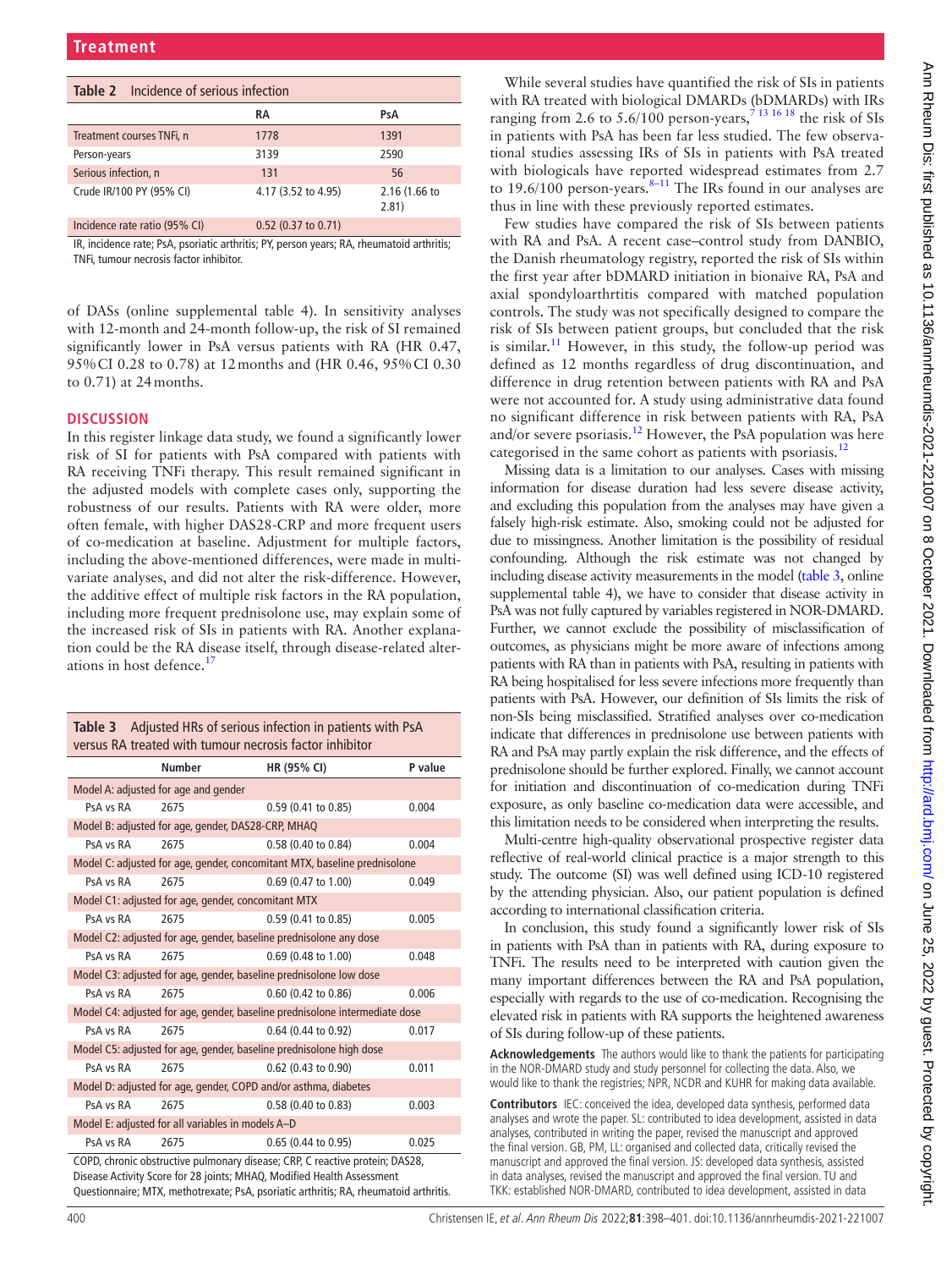**Table 2** Incidence of serious infection

| | RA | PsA |
|---|---|---|
| Treatment courses TNFi, n | 1778 | 1391 |
| Person-years | 3139 | 2590 |
| Serious infection, n | 131 | 56 |
| Crude IR/100 PY (95% CI) | 4.17 (3.52 to 4.95) | 2.16 (1.66 to 2.81) |
| Incidence rate ratio (95% CI) | 0.52 (0.37 to 0.71) | |

IR, incidence rate; PsA, psoriatic arthritis; PY, person years; RA, rheumatoid arthritis; TNFi, tumour necrosis factor inhibitor.

of DASs (online supplemental table 4). In sensitivity analyses with 12-month and 24-month follow-up, the risk of SI remained significantly lower in PsA versus patients with RA (HR 0.47, 95% CI 0.28 to 0.78) at 12 months and (HR 0.46, 95% CI 0.30 to 0.71) at 24 months.

## DISCUSSION

In this register linkage data study, we found a significantly lower risk of SI for patients with PsA compared with patients with RA receiving TNFi therapy. This result remained significant in the adjusted models with complete cases only, supporting the robustness of our results. Patients with RA were older, more often female, with higher DAS28-CRP and more frequent users of co-medication at baseline. Adjustment for multiple factors, including the above-mentioned differences, were made in multivariate analyses, and did not alter the risk-difference. However, the additive effect of multiple risk factors in the RA population, including more frequent prednisolone use, may explain some of the increased risk of SIs in patients with RA. Another explanation could be the RA disease itself, through disease-related alterations in host defence.[17]

**Table 3** Adjusted HRs of serious infection in patients with PsA versus RA treated with tumour necrosis factor inhibitor

| | Number | HR (95% CI) | P value |
|---|---|---|---|
| Model A: adjusted for age and gender | | | |
| PsA vs RA | 2675 | 0.59 (0.41 to 0.85) | 0.004 |
| Model B: adjusted for age, gender, DAS28-CRP, MHAQ | | | |
| PsA vs RA | 2675 | 0.58 (0.40 to 0.84) | 0.004 |
| Model C: adjusted for age, gender, concomitant MTX, baseline prednisolone | | | |
| PsA vs RA | 2675 | 0.69 (0.47 to 1.00) | 0.049 |
| Model C1: adjusted for age, gender, concomitant MTX | | | |
| PsA vs RA | 2675 | 0.59 (0.41 to 0.85) | 0.005 |
| Model C2: adjusted for age, gender, baseline prednisolone any dose | | | |
| PsA vs RA | 2675 | 0.69 (0.48 to 1.00) | 0.048 |
| Model C3: adjusted for age, gender, baseline prednisolone low dose | | | |
| PsA vs RA | 2675 | 0.60 (0.42 to 0.86) | 0.006 |
| Model C4: adjusted for age, gender, baseline prednisolone intermediate dose | | | |
| PsA vs RA | 2675 | 0.64 (0.44 to 0.92) | 0.017 |
| Model C5: adjusted for age, gender, baseline prednisolone high dose | | | |
| PsA vs RA | 2675 | 0.62 (0.43 to 0.90) | 0.011 |
| Model D: adjusted for age, gender, COPD and/or asthma, diabetes | | | |
| PsA vs RA | 2675 | 0.58 (0.40 to 0.83) | 0.003 |
| Model E: adjusted for all variables in models A–D | | | |
| PsA vs RA | 2675 | 0.65 (0.44 to 0.95) | 0.025 |

COPD, chronic obstructive pulmonary disease; CRP, C reactive protein; DAS28, Disease Activity Score for 28 joints; MHAQ, Modified Health Assessment Questionnaire; MTX, methotrexate; PsA, psoriatic arthritis; RA, rheumatoid arthritis.

While several studies have quantified the risk of SIs in patients with RA treated with biological DMARDs (bDMARDs) with IRs ranging from 2.6 to 5.6/100 person-years,[7 13 16 18] the risk of SIs in patients with PsA has been far less studied. The few observational studies assessing IRs of SIs in patients with PsA treated with biologicals have reported widespread estimates from 2.7 to 19.6/100 person-years.[8–11] The IRs found in our analyses are thus in line with these previously reported estimates.

Few studies have compared the risk of SIs between patients with RA and PsA. A recent case–control study from DANBIO, the Danish rheumatology registry, reported the risk of SIs within the first year after bDMARD initiation in bionaive RA, PsA and axial spondyloarthrtitis compared with matched population controls. The study was not specifically designed to compare the risk of SIs between patient groups, but concluded that the risk is similar.[11] However, in this study, the follow-up period was defined as 12 months regardless of drug discontinuation, and difference in drug retention between patients with RA and PsA were not accounted for. A study using administrative data found no significant difference in risk between patients with RA, PsA and/or severe psoriasis.[12] However, the PsA population was here categorised in the same cohort as patients with psoriasis.[12]

Missing data is a limitation to our analyses. Cases with missing information for disease duration had less severe disease activity, and excluding this population from the analyses may have given a falsely high-risk estimate. Also, smoking could not be adjusted for due to missingness. Another limitation is the possibility of residual confounding. Although the risk estimate was not changed by including disease activity measurements in the model (table 3, online supplemental table 4), we have to consider that disease activity in PsA was not fully captured by variables registered in NOR-DMARD. Further, we cannot exclude the possibility of misclassification of outcomes, as physicians might be more aware of infections among patients with RA than in patients with PsA, resulting in patients with RA being hospitalised for less severe infections more frequently than patients with PsA. However, our definition of SIs limits the risk of non-SIs being misclassified. Stratified analyses over co-medication indicate that differences in prednisolone use between patients with RA and PsA may partly explain the risk difference, and the effects of prednisolone should be further explored. Finally, we cannot account for initiation and discontinuation of co-medication during TNFi exposure, as only baseline co-medication data were accessible, and this limitation needs to be considered when interpreting the results.

Multi-centre high-quality observational prospective register data reflective of real-world clinical practice is a major strength to this study. The outcome (SI) was well defined using ICD-10 registered by the attending physician. Also, our patient population is defined according to international classification criteria.

In conclusion, this study found a significantly lower risk of SIs in patients with PsA than in patients with RA, during exposure to TNFi. The results need to be interpreted with caution given the many important differences between the RA and PsA population, especially with regards to the use of co-medication. Recognising the elevated risk in patients with RA supports the heightened awareness of SIs during follow-up of these patients.

**Acknowledgements** The authors would like to thank the patients for participating in the NOR-DMARD study and study personnel for collecting the data. Also, we would like to thank the registries; NPR, NCDR and KUHR for making data available.

**Contributors** IEC: conceived the idea, developed data synthesis, performed data analyses and wrote the paper. SL: contributed to idea development, assisted in data analyses, contributed in writing the paper, revised the manuscript and approved the final version. GB, PM, LL: organised and collected data, critically revised the manuscript and approved the final version. JS: developed data synthesis, assisted in data analyses, revised the manuscript and approved the final version. TU and TKK: established NOR-DMARD, contributed to idea development, assisted in data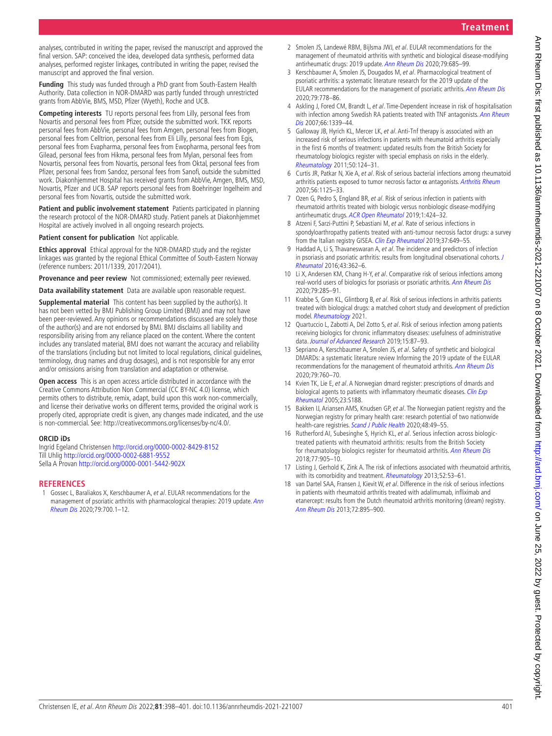analyses, contributed in writing the paper, revised the manuscript and approved the final version. SAP: conceived the idea, developed data synthesis, performed data analyses, performed register linkages, contributed in writing the paper, revised the manuscript and approved the final version.

**Funding** This study was funded through a PhD grant from South-Eastern Health Authority. Data collection in NOR-DMARD was partly funded through unrestricted grants from AbbVie, BMS, MSD, Pfizer (Wyeth), Roche and UCB.

**Competing interests** TU reports personal fees from Lilly, personal fees from Novartis and personal fees from Pfizer, outside the submitted work. TKK reports personal fees from AbbVie, personal fees from Amgen, personal fees from Biogen, personal fees from Celltrion, personal fees from Eli Lilly, personal fees from Egis, personal fees from Evapharma, personal fees from Ewopharma, personal fees from Gilead, personal fees from Hikma, personal fees from Mylan, personal fees from Novartis, personal fees from Novartis, personal fees from Oktal, personal fees from Pfizer, personal fees from Sandoz, personal fees from Sanofi, outside the submitted work. Diakonhjemmet Hospital has received grants from AbbVie, Amgen, BMS, MSD, Novartis, Pfizer and UCB. SAP reports personal fees from Boehringer Ingelheim and personal fees from Novartis, outside the submitted work.

**Patient and public involvement statement** Patients participated in planning the research protocol of the NOR-DMARD study. Patient panels at Diakonhjemmet Hospital are actively involved in all ongoing research projects.

**Patient consent for publication** Not applicable.

**Ethics approval** Ethical approval for the NOR-DMARD study and the register linkages was granted by the regional Ethical Committee of South-Eastern Norway (reference numbers: 2011/1339, 2017/2041).

**Provenance and peer review** Not commissioned; externally peer reviewed.

**Data availability statement** Data are available upon reasonable request.

**Supplemental material** This content has been supplied by the author(s). It has not been vetted by BMJ Publishing Group Limited (BMJ) and may not have been peer-reviewed. Any opinions or recommendations discussed are solely those of the author(s) and are not endorsed by BMJ. BMJ disclaims all liability and responsibility arising from any reliance placed on the content. Where the content includes any translated material, BMJ does not warrant the accuracy and reliability of the translations (including but not limited to local regulations, clinical guidelines, terminology, drug names and drug dosages), and is not responsible for any error and/or omissions arising from translation and adaptation or otherwise.

**Open access** This is an open access article distributed in accordance with the Creative Commons Attribution Non Commercial (CC BY-NC 4.0) license, which permits others to distribute, remix, adapt, build upon this work non-commercially, and license their derivative works on different terms, provided the original work is properly cited, appropriate credit is given, any changes made indicated, and the use is non-commercial. See: http://creativecommons.org/licenses/by-nc/4.0/.

### ORCID iDs

Ingrid Egeland Christensen http://orcid.org/0000-0002-8429-8152
Till Uhlig http://orcid.org/0000-0002-6881-9552
Sella A Provan http://orcid.org/0000-0001-5442-902X

## REFERENCES

1. Gossec L, Baraliakos X, Kerschbaumer A, *et al*. EULAR recommendations for the management of psoriatic arthritis with pharmacological therapies: 2019 update. *Ann Rheum Dis* 2020;79:700.1–12.
2. Smolen JS, Landewé RBM, Bijlsma JWJ, *et al*. EULAR recommendations for the management of rheumatoid arthritis with synthetic and biological disease-modifying antirheumatic drugs: 2019 update. *Ann Rheum Dis* 2020;79:685–99.
3. Kerschbaumer A, Smolen JS, Dougados M, *et al*. Pharmacological treatment of psoriatic arthritis: a systematic literature research for the 2019 update of the EULAR recommendations for the management of psoriatic arthritis. *Ann Rheum Dis* 2020;79:778–86.
4. Askling J, Fored CM, Brandt L, *et al*. Time-Dependent increase in risk of hospitalisation with infection among Swedish RA patients treated with TNF antagonists. *Ann Rheum Dis* 2007;66:1339–44.
5. Galloway JB, Hyrich KL, Mercer LK, *et al*. Anti-Tnf therapy is associated with an increased risk of serious infections in patients with rheumatoid arthritis especially in the first 6 months of treatment: updated results from the British Society for rheumatology biologics register with special emphasis on risks in the elderly. *Rheumatology* 2011;50:124–31.
6. Curtis JR, Patkar N, Xie A, *et al*. Risk of serious bacterial infections among rheumatoid arthritis patients exposed to tumor necrosis factor α antagonists. *Arthritis Rheum* 2007;56:1125–33.
7. Ozen G, Pedro S, England BR, *et al*. Risk of serious infection in patients with rheumatoid arthritis treated with biologic versus nonbiologic disease-modifying antirheumatic drugs. *ACR Open Rheumatol* 2019;1:424–32.
8. Atzeni F, Sarzi-Puttini P, Sebastiani M, *et al*. Rate of serious infections in spondyloarthropathy patients treated with anti-tumour necrosis factor drugs: a survey from the Italian registry GISEA. *Clin Exp Rheumatol* 2019;37:649–55.
9. Haddad A, Li S, Thavaneswaran A, *et al*. The incidence and predictors of infection in psoriasis and psoriatic arthritis: results from longitudinal observational cohorts. *J Rheumatol* 2016;43:362–6.
10. Li X, Andersen KM, Chang H-Y, *et al*. Comparative risk of serious infections among real-world users of biologics for psoriasis or psoriatic arthritis. *Ann Rheum Dis* 2020;79:285–91.
11. Krabbe S, Grøn KL, Glintborg B, *et al*. Risk of serious infections in arthritis patients treated with biological drugs: a matched cohort study and development of prediction model. *Rheumatology* 2021.
12. Quartuccio L, Zabotti A, Del Zotto S, *et al*. Risk of serious infection among patients receiving biologics for chronic inflammatory diseases: usefulness of administrative data. *Journal of Advanced Research* 2019;15:87–93.
13. Sepriano A, Kerschbaumer A, Smolen JS, *et al*. Safety of synthetic and biological DMARDs: a systematic literature review Informing the 2019 update of the EULAR recommendations for the management of rheumatoid arthritis. *Ann Rheum Dis* 2020;79:760–70.
14. Kvien TK, Lie E, *et al*. A Norwegian dmard register: prescriptions of dmards and biological agents to patients with inflammatory rheumatic diseases. *Clin Exp Rheumatol* 2005;23:S188.
15. Bakken IJ, Ariansen AMS, Knudsen GP, *et al*. The Norwegian patient registry and the Norwegian registry for primary health care: research potential of two nationwide health-care registries. *Scand J Public Health* 2020;48:49–55.
16. Rutherford AI, Subesinghe S, Hyrich KL, *et al*. Serious infection across biologic-treated patients with rheumatoid arthritis: results from the British Society for rheumatology biologics register for rheumatoid arthritis. *Ann Rheum Dis* 2018;77:905–10.
17. Listing J, Gerhold K, Zink A. The risk of infections associated with rheumatoid arthritis, with its comorbidity and treatment. *Rheumatology* 2013;52:53–61.
18. van Dartel SAA, Fransen J, Kievit W, *et al*. Difference in the risk of serious infections in patients with rheumatoid arthritis treated with adalimumab, infliximab and etanercept: results from the Dutch rheumatoid arthritis monitoring (dream) registry. *Ann Rheum Dis* 2013;72:895–900.